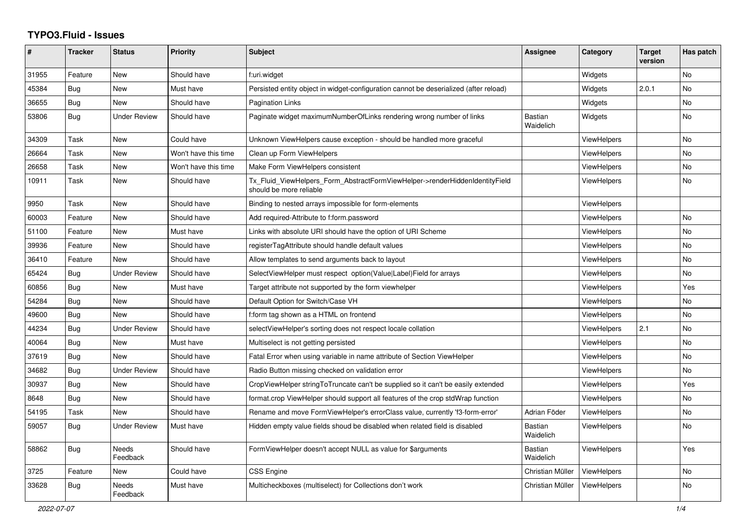# TYPO3.Fluid - Issues

| # | Tracker | Status | Priority | Subject | Assignee | Category | Target version | Has patch |
|---|---|---|---|---|---|---|---|---|
| 31955 | Feature | New | Should have | f:uri.widget | | Widgets | | No |
| 45384 | Bug | New | Must have | Persisted entity object in widget-configuration cannot be deserialized (after reload) | | Widgets | 2.0.1 | No |
| 36655 | Bug | New | Should have | Pagination Links | | Widgets | | No |
| 53806 | Bug | Under Review | Should have | Paginate widget maximumNumberOfLinks rendering wrong number of links | Bastian Waidelich | Widgets | | No |
| 34309 | Task | New | Could have | Unknown ViewHelpers cause exception - should be handled more graceful | | ViewHelpers | | No |
| 26664 | Task | New | Won't have this time | Clean up Form ViewHelpers | | ViewHelpers | | No |
| 26658 | Task | New | Won't have this time | Make Form ViewHelpers consistent | | ViewHelpers | | No |
| 10911 | Task | New | Should have | Tx_Fluid_ViewHelpers_Form_AbstractFormViewHelper->renderHiddenIdentityField should be more reliable | | ViewHelpers | | No |
| 9950 | Task | New | Should have | Binding to nested arrays impossible for form-elements | | ViewHelpers | | |
| 60003 | Feature | New | Should have | Add required-Attribute to f:form.password | | ViewHelpers | | No |
| 51100 | Feature | New | Must have | Links with absolute URI should have the option of URI Scheme | | ViewHelpers | | No |
| 39936 | Feature | New | Should have | registerTagAttribute should handle default values | | ViewHelpers | | No |
| 36410 | Feature | New | Should have | Allow templates to send arguments back to layout | | ViewHelpers | | No |
| 65424 | Bug | Under Review | Should have | SelectViewHelper must respect option(Value\|Label)Field for arrays | | ViewHelpers | | No |
| 60856 | Bug | New | Must have | Target attribute not supported by the form viewhelper | | ViewHelpers | | Yes |
| 54284 | Bug | New | Should have | Default Option for Switch/Case VH | | ViewHelpers | | No |
| 49600 | Bug | New | Should have | f:form tag shown as a HTML on frontend | | ViewHelpers | | No |
| 44234 | Bug | Under Review | Should have | selectViewHelper's sorting does not respect locale collation | | ViewHelpers | 2.1 | No |
| 40064 | Bug | New | Must have | Multiselect is not getting persisted | | ViewHelpers | | No |
| 37619 | Bug | New | Should have | Fatal Error when using variable in name attribute of Section ViewHelper | | ViewHelpers | | No |
| 34682 | Bug | Under Review | Should have | Radio Button missing checked on validation error | | ViewHelpers | | No |
| 30937 | Bug | New | Should have | CropViewHelper stringToTruncate can't be supplied so it can't be easily extended | | ViewHelpers | | Yes |
| 8648 | Bug | New | Should have | format.crop ViewHelper should support all features of the crop stdWrap function | | ViewHelpers | | No |
| 54195 | Task | New | Should have | Rename and move FormViewHelper's errorClass value, currently 'f3-form-error' | Adrian Föder | ViewHelpers | | No |
| 59057 | Bug | Under Review | Must have | Hidden empty value fields shoud be disabled when related field is disabled | Bastian Waidelich | ViewHelpers | | No |
| 58862 | Bug | Needs Feedback | Should have | FormViewHelper doesn't accept NULL as value for $arguments | Bastian Waidelich | ViewHelpers | | Yes |
| 3725 | Feature | New | Could have | CSS Engine | Christian Müller | ViewHelpers | | No |
| 33628 | Bug | Needs Feedback | Must have | Multicheckboxes (multiselect) for Collections don't work | Christian Müller | ViewHelpers | | No |

2022-07-07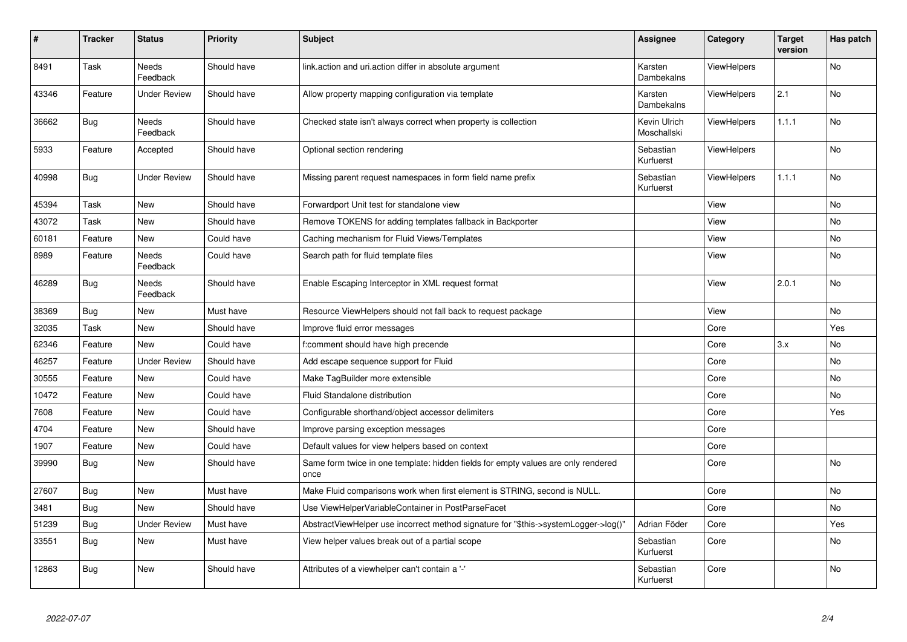| # | Tracker | Status | Priority | Subject | Assignee | Category | Target version | Has patch |
|---|---|---|---|---|---|---|---|---|
| 8491 | Task | Needs Feedback | Should have | link.action and uri.action differ in absolute argument | Karsten Dambekalns | ViewHelpers | | No |
| 43346 | Feature | Under Review | Should have | Allow property mapping configuration via template | Karsten Dambekalns | ViewHelpers | 2.1 | No |
| 36662 | Bug | Needs Feedback | Should have | Checked state isn't always correct when property is collection | Kevin Ulrich Moschallski | ViewHelpers | 1.1.1 | No |
| 5933 | Feature | Accepted | Should have | Optional section rendering | Sebastian Kurfuerst | ViewHelpers | | No |
| 40998 | Bug | Under Review | Should have | Missing parent request namespaces in form field name prefix | Sebastian Kurfuerst | ViewHelpers | 1.1.1 | No |
| 45394 | Task | New | Should have | Forwardport Unit test for standalone view | | View | | No |
| 43072 | Task | New | Should have | Remove TOKENS for adding templates fallback in Backporter | | View | | No |
| 60181 | Feature | New | Could have | Caching mechanism for Fluid Views/Templates | | View | | No |
| 8989 | Feature | Needs Feedback | Could have | Search path for fluid template files | | View | | No |
| 46289 | Bug | Needs Feedback | Should have | Enable Escaping Interceptor in XML request format | | View | 2.0.1 | No |
| 38369 | Bug | New | Must have | Resource ViewHelpers should not fall back to request package | | View | | No |
| 32035 | Task | New | Should have | Improve fluid error messages | | Core | | Yes |
| 62346 | Feature | New | Could have | f:comment should have high precende | | Core | 3.x | No |
| 46257 | Feature | Under Review | Should have | Add escape sequence support for Fluid | | Core | | No |
| 30555 | Feature | New | Could have | Make TagBuilder more extensible | | Core | | No |
| 10472 | Feature | New | Could have | Fluid Standalone distribution | | Core | | No |
| 7608 | Feature | New | Could have | Configurable shorthand/object accessor delimiters | | Core | | Yes |
| 4704 | Feature | New | Should have | Improve parsing exception messages | | Core | | |
| 1907 | Feature | New | Could have | Default values for view helpers based on context | | Core | | |
| 39990 | Bug | New | Should have | Same form twice in one template: hidden fields for empty values are only rendered once | | Core | | No |
| 27607 | Bug | New | Must have | Make Fluid comparisons work when first element is STRING, second is NULL. | | Core | | No |
| 3481 | Bug | New | Should have | Use ViewHelperVariableContainer in PostParseFacet | | Core | | No |
| 51239 | Bug | Under Review | Must have | AbstractViewHelper use incorrect method signature for "$this->systemLogger->log()" | Adrian Föder | Core | | Yes |
| 33551 | Bug | New | Must have | View helper values break out of a partial scope | Sebastian Kurfuerst | Core | | No |
| 12863 | Bug | New | Should have | Attributes of a viewhelper can't contain a '-' | Sebastian Kurfuerst | Core | | No |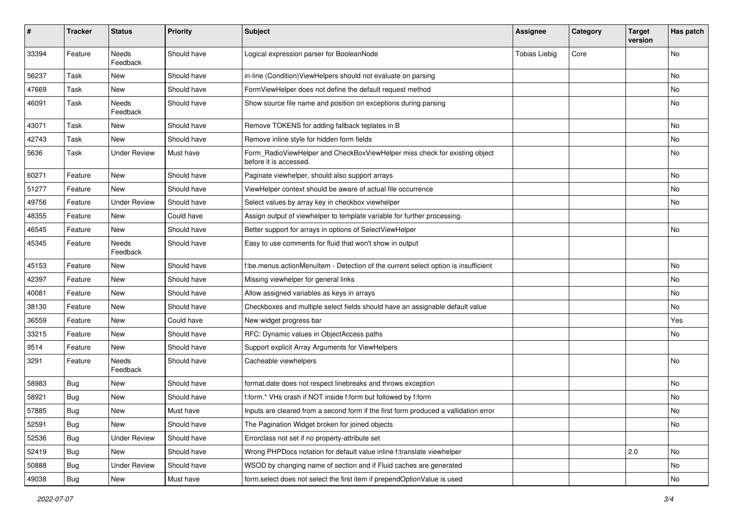| # | Tracker | Status | Priority | Subject | Assignee | Category | Target version | Has patch |
|---|---|---|---|---|---|---|---|---|
| 33394 | Feature | Needs Feedback | Should have | Logical expression parser for BooleanNode | Tobias Liebig | Core | | No |
| 56237 | Task | New | Should have | in-line (Condition)ViewHelpers should not evaluate on parsing | | | | No |
| 47669 | Task | New | Should have | FormViewHelper does not define the default request method | | | | No |
| 46091 | Task | Needs Feedback | Should have | Show source file name and position on exceptions during parsing | | | | No |
| 43071 | Task | New | Should have | Remove TOKENS for adding fallback teplates in B | | | | No |
| 42743 | Task | New | Should have | Remove inline style for hidden form fields | | | | No |
| 5636 | Task | Under Review | Must have | Form_RadioViewHelper and CheckBoxViewHelper miss check for existing object before it is accessed. | | | | No |
| 60271 | Feature | New | Should have | Paginate viewhelper, should also support arrays | | | | No |
| 51277 | Feature | New | Should have | ViewHelper context should be aware of actual file occurrence | | | | No |
| 49756 | Feature | Under Review | Should have | Select values by array key in checkbox viewhelper | | | | No |
| 48355 | Feature | New | Could have | Assign output of viewhelper to template variable for further processing. | | | | |
| 46545 | Feature | New | Should have | Better support for arrays in options of SelectViewHelper | | | | No |
| 45345 | Feature | Needs Feedback | Should have | Easy to use comments for fluid that won't show in output | | | | |
| 45153 | Feature | New | Should have | f:be.menus.actionMenuItem - Detection of the current select option is insufficient | | | | No |
| 42397 | Feature | New | Should have | Missing viewhelper for general links | | | | No |
| 40081 | Feature | New | Should have | Allow assigned variables as keys in arrays | | | | No |
| 38130 | Feature | New | Should have | Checkboxes and multiple select fields should have an assignable default value | | | | No |
| 36559 | Feature | New | Could have | New widget progress bar | | | | Yes |
| 33215 | Feature | New | Should have | RFC: Dynamic values in ObjectAccess paths | | | | No |
| 9514 | Feature | New | Should have | Support explicit Array Arguments for ViewHelpers | | | | |
| 3291 | Feature | Needs Feedback | Should have | Cacheable viewhelpers | | | | No |
| 58983 | Bug | New | Should have | format.date does not respect linebreaks and throws exception | | | | No |
| 58921 | Bug | New | Should have | f:form.* VHs crash if NOT inside f:form but followed by f:form | | | | No |
| 57885 | Bug | New | Must have | Inputs are cleared from a second form if the first form produced a vallidation error | | | | No |
| 52591 | Bug | New | Should have | The Pagination Widget broken for joined objects | | | | No |
| 52536 | Bug | Under Review | Should have | Errorclass not set if no property-attribute set | | | | |
| 52419 | Bug | New | Should have | Wrong PHPDocs notation for default value inline f:translate viewhelper | | | 2.0 | No |
| 50888 | Bug | Under Review | Should have | WSOD by changing name of section and if Fluid caches are generated | | | | No |
| 49038 | Bug | New | Must have | form.select does not select the first item if prependOptionValue is used | | | | No |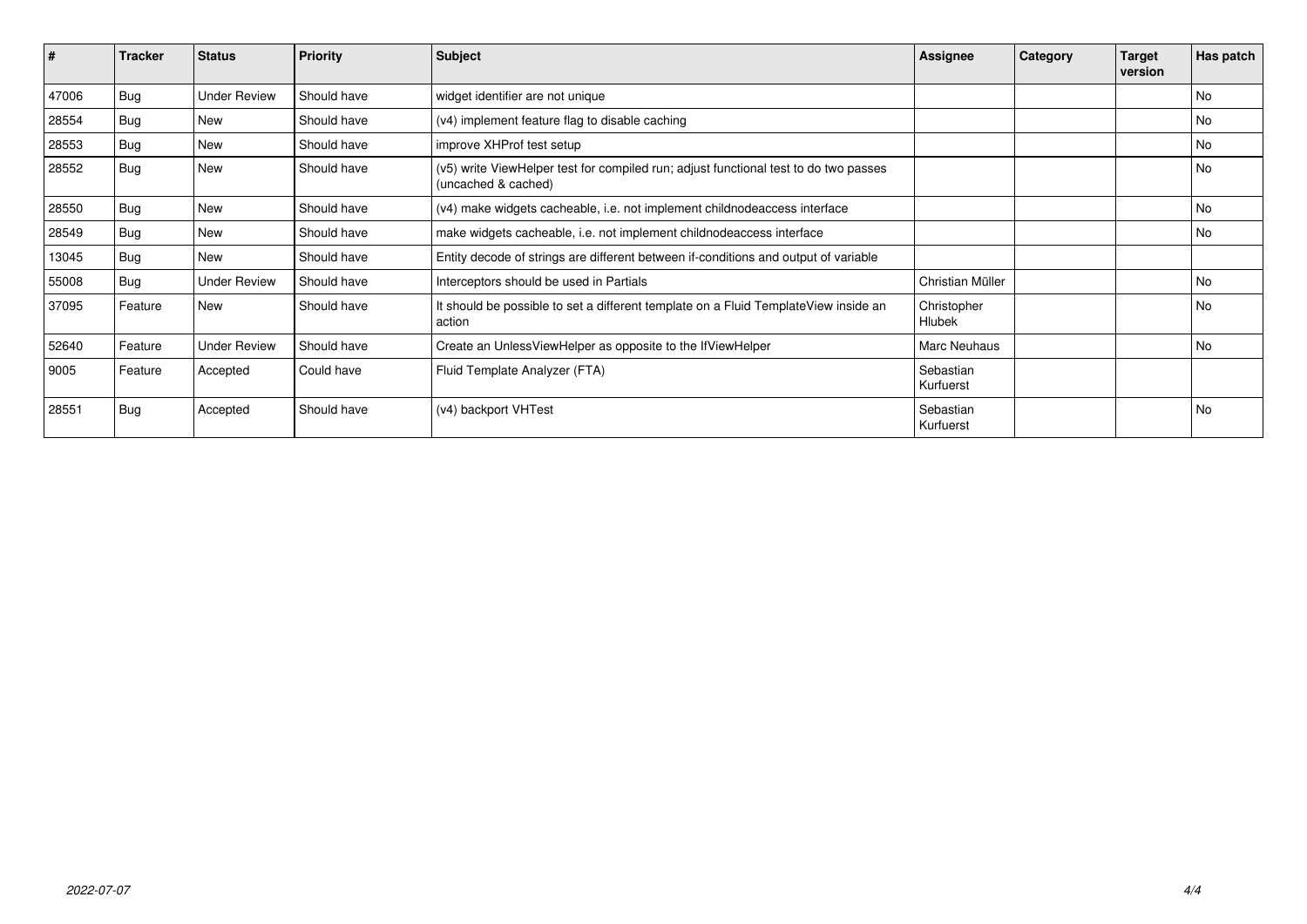| # | Tracker | Status | Priority | Subject | Assignee | Category | Target version | Has patch |
|---|---|---|---|---|---|---|---|---|
| 47006 | Bug | Under Review | Should have | widget identifier are not unique | | | | No |
| 28554 | Bug | New | Should have | (v4) implement feature flag to disable caching | | | | No |
| 28553 | Bug | New | Should have | improve XHProf test setup | | | | No |
| 28552 | Bug | New | Should have | (v5) write ViewHelper test for compiled run; adjust functional test to do two passes (uncached & cached) | | | | No |
| 28550 | Bug | New | Should have | (v4) make widgets cacheable, i.e. not implement childnodeaccess interface | | | | No |
| 28549 | Bug | New | Should have | make widgets cacheable, i.e. not implement childnodeaccess interface | | | | No |
| 13045 | Bug | New | Should have | Entity decode of strings are different between if-conditions and output of variable | | | | |
| 55008 | Bug | Under Review | Should have | Interceptors should be used in Partials | Christian Müller | | | No |
| 37095 | Feature | New | Should have | It should be possible to set a different template on a Fluid TemplateView inside an action | Christopher Hlubek | | | No |
| 52640 | Feature | Under Review | Should have | Create an UnlessViewHelper as opposite to the IfViewHelper | Marc Neuhaus | | | No |
| 9005 | Feature | Accepted | Could have | Fluid Template Analyzer (FTA) | Sebastian Kurfuerst | | | |
| 28551 | Bug | Accepted | Should have | (v4) backport VHTest | Sebastian Kurfuerst | | | No |

*2022-07-07*